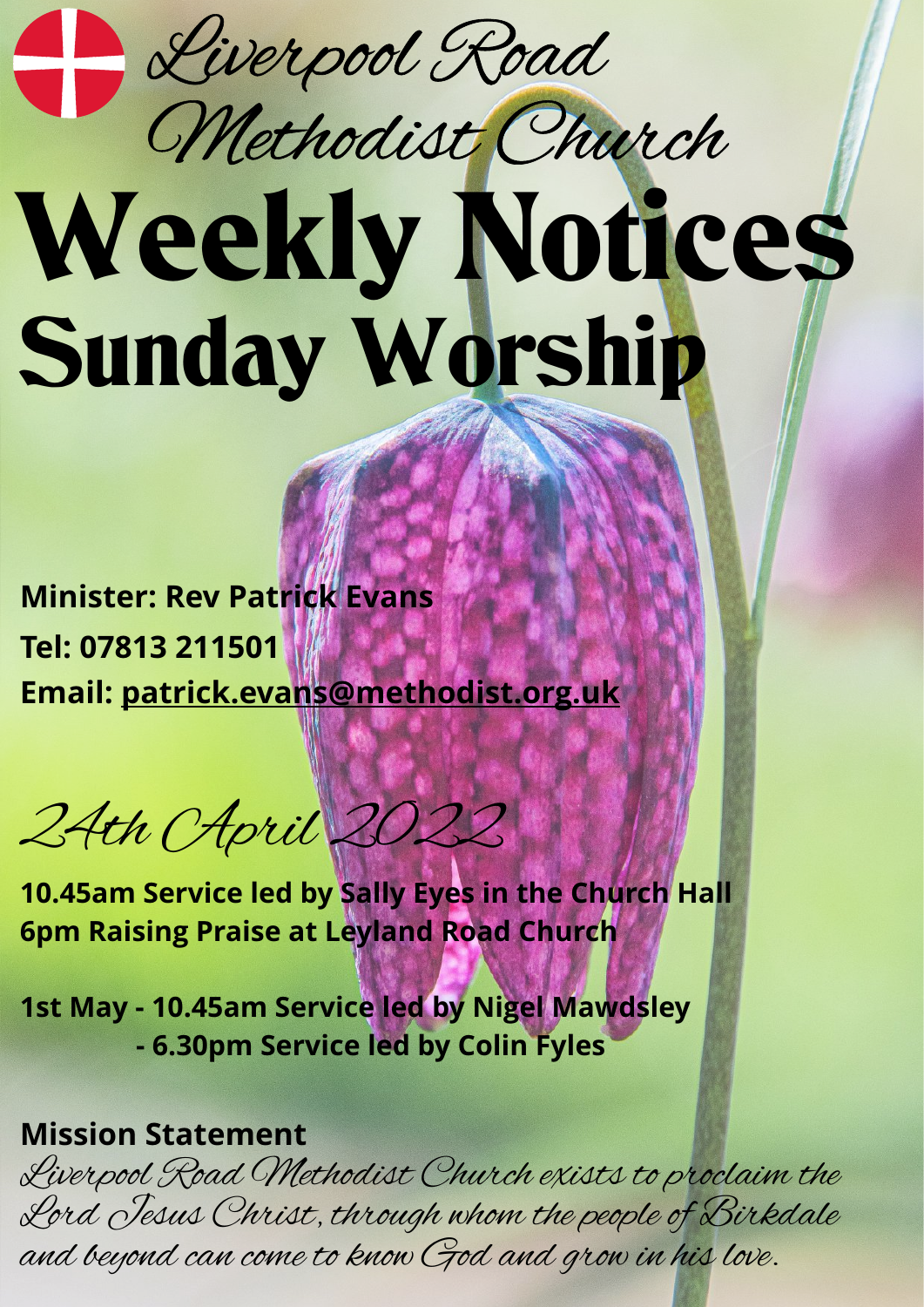*Liverpool Road Methodist Church*

# Weekly Notices

## Sunday Worship

**Minister: Rev Patrick Evans**

**Tel: 07813 211501**

**Email: patrick.evans@methodist.org.uk**

*24th April 2022*

**10.45am Service led by Sally Eyes in the Church Hall**
**6pm Raising Praise at Leyland Road Church**

**1st May - 10.45am Service led by Nigel Mawdsley**
**- 6.30pm Service led by Colin Fyles**

**Mission Statement**

*Liverpool Road Methodist Church exists to proclaim the Lord Jesus Christ, through whom the people of Birkdale and beyond can come to know God and grow in his love.*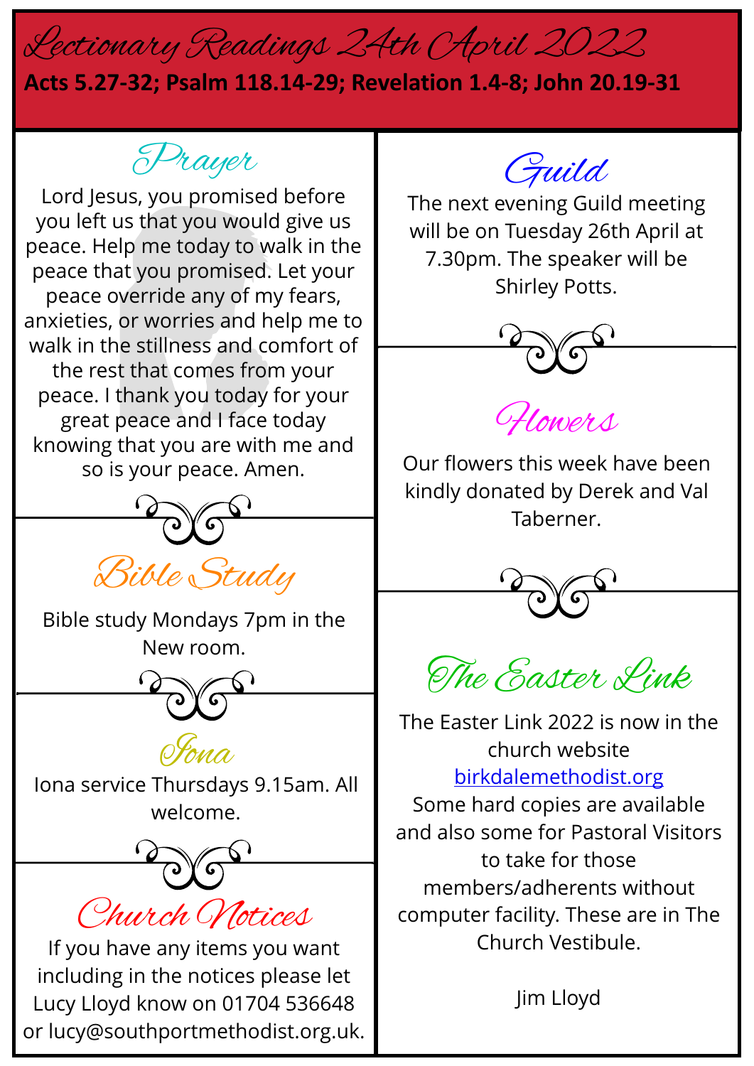# Lectionary Readings 24th April 2022

**Acts 5.27-32; Psalm 118.14-29; Revelation 1.4-8; John 20.19-31**

## Prayer

Lord Jesus, you promised before you left us that you would give us peace. Help me today to walk in the peace that you promised. Let your peace override any of my fears, anxieties, or worries and help me to walk in the stillness and comfort of the rest that comes from your peace. I thank you today for your great peace and I face today knowing that you are with me and so is your peace. Amen.

## Bible Study

Bible study Mondays 7pm in the New room.

## Iona

Iona service Thursdays 9.15am. All welcome.

## Church Notices

If you have any items you want including in the notices please let Lucy Lloyd know on 01704 536648 or lucy@southportmethodist.org.uk.

## Guild

The next evening Guild meeting will be on Tuesday 26th April at 7.30pm. The speaker will be Shirley Potts.

## Flowers

Our flowers this week have been kindly donated by Derek and Val Taberner.

## The Easter Link

The Easter Link 2022 is now in the church website birkdalemethodist.org

Some hard copies are available and also some for Pastoral Visitors to take for those members/adherents without computer facility. These are in The Church Vestibule.

Jim Lloyd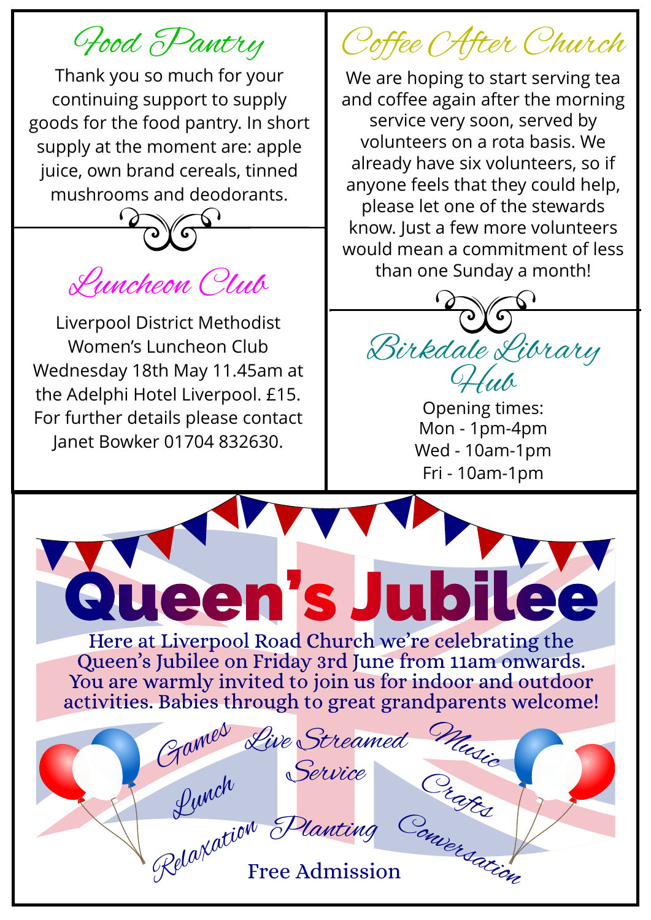## Food Pantry

Thank you so much for your continuing support to supply goods for the food pantry. In short supply at the moment are: apple juice, own brand cereals, tinned mushrooms and deodorants.

## Luncheon Club

Liverpool District Methodist Women's Luncheon Club Wednesday 18th May 11.45am at the Adelphi Hotel Liverpool. £15. For further details please contact Janet Bowker 01704 832630.

## Coffee After Church

We are hoping to start serving tea and coffee again after the morning service very soon, served by volunteers on a rota basis. We already have six volunteers, so if anyone feels that they could help, please let one of the stewards know. Just a few more volunteers would mean a commitment of less than one Sunday a month!

## Birkdale Library Hub

Opening times:
Mon - 1pm-4pm
Wed - 10am-1pm
Fri - 10am-1pm

# Queen's Jubilee

Here at Liverpool Road Church we're celebrating the Queen's Jubilee on Friday 3rd June from 11am onwards. You are warmly invited to join us for indoor and outdoor activities. Babies through to great grandparents welcome!

*Games* *Live Streamed Service* *Music* *Lunch* *Crafts* *Relaxation* *Planting* *Conversation*

Free Admission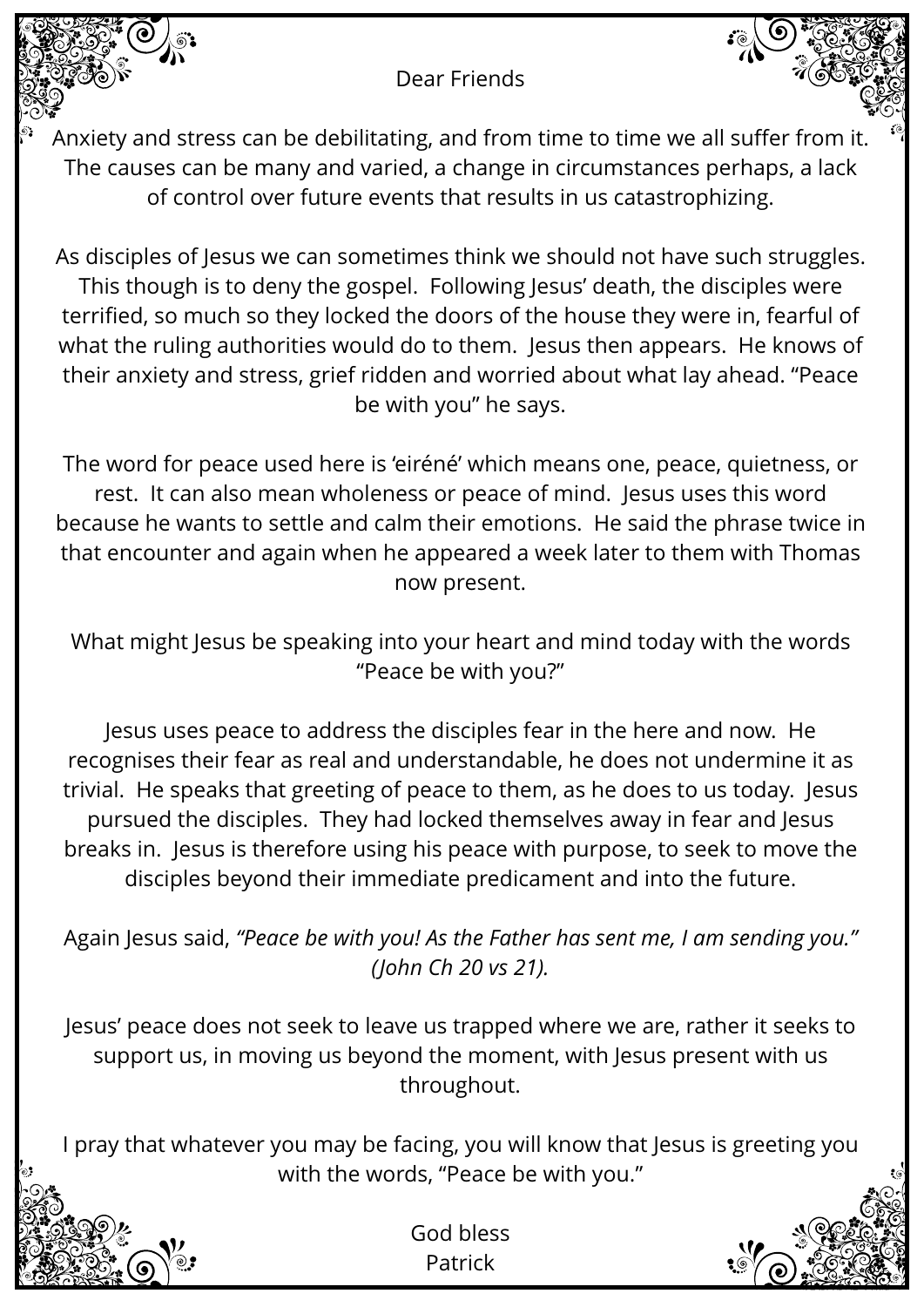Dear Friends

Anxiety and stress can be debilitating, and from time to time we all suffer from it. The causes can be many and varied, a change in circumstances perhaps, a lack of control over future events that results in us catastrophizing.

As disciples of Jesus we can sometimes think we should not have such struggles. This though is to deny the gospel. Following Jesus' death, the disciples were terrified, so much so they locked the doors of the house they were in, fearful of what the ruling authorities would do to them. Jesus then appears. He knows of their anxiety and stress, grief ridden and worried about what lay ahead. "Peace be with you" he says.

The word for peace used here is 'eiréné' which means one, peace, quietness, or rest. It can also mean wholeness or peace of mind. Jesus uses this word because he wants to settle and calm their emotions. He said the phrase twice in that encounter and again when he appeared a week later to them with Thomas now present.

What might Jesus be speaking into your heart and mind today with the words "Peace be with you?"

Jesus uses peace to address the disciples fear in the here and now. He recognises their fear as real and understandable, he does not undermine it as trivial. He speaks that greeting of peace to them, as he does to us today. Jesus pursued the disciples. They had locked themselves away in fear and Jesus breaks in. Jesus is therefore using his peace with purpose, to seek to move the disciples beyond their immediate predicament and into the future.

Again Jesus said, *"Peace be with you! As the Father has sent me, I am sending you." (John Ch 20 vs 21).*

Jesus' peace does not seek to leave us trapped where we are, rather it seeks to support us, in moving us beyond the moment, with Jesus present with us throughout.

I pray that whatever you may be facing, you will know that Jesus is greeting you with the words, "Peace be with you."

God bless
Patrick